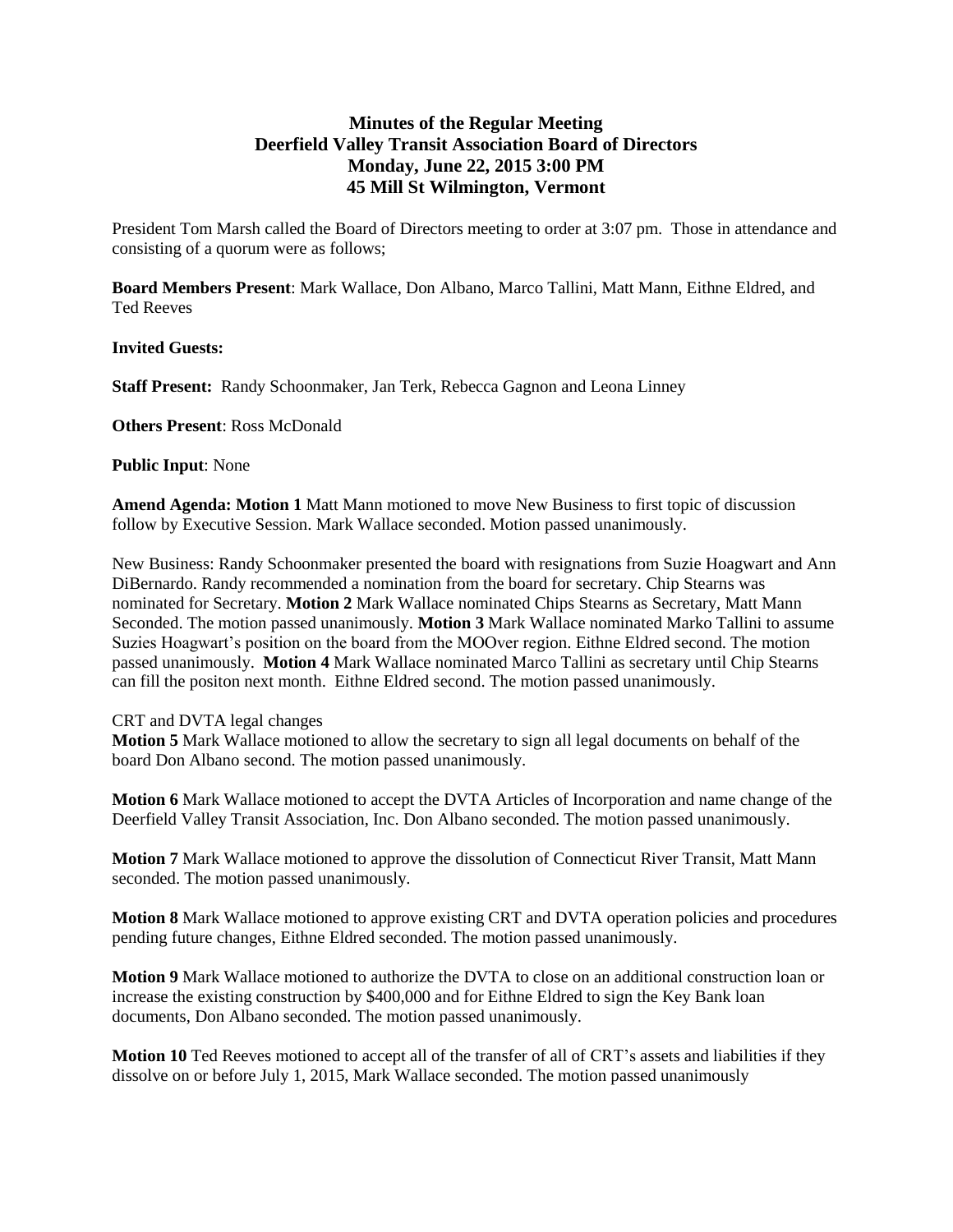# Minutes of the Regular Meeting
# Deerfield Valley Transit Association Board of Directors
# Monday, June 22, 2015 3:00 PM
# 45 Mill St Wilmington, Vermont

President Tom Marsh called the Board of Directors meeting to order at 3:07 pm. Those in attendance and consisting of a quorum were as follows;

**Board Members Present**: Mark Wallace, Don Albano, Marco Tallini, Matt Mann, Eithne Eldred, and Ted Reeves

**Invited Guests:**

**Staff Present:** Randy Schoonmaker, Jan Terk, Rebecca Gagnon and Leona Linney

**Others Present**: Ross McDonald

**Public Input**: None

**Amend Agenda: Motion 1** Matt Mann motioned to move New Business to first topic of discussion follow by Executive Session. Mark Wallace seconded. Motion passed unanimously.

New Business: Randy Schoonmaker presented the board with resignations from Suzie Hoagwart and Ann DiBernardo. Randy recommended a nomination from the board for secretary. Chip Stearns was nominated for Secretary. **Motion 2** Mark Wallace nominated Chips Stearns as Secretary, Matt Mann Seconded. The motion passed unanimously. **Motion 3** Mark Wallace nominated Marko Tallini to assume Suzies Hoagwart's position on the board from the MOOver region. Eithne Eldred second. The motion passed unanimously. **Motion 4** Mark Wallace nominated Marco Tallini as secretary until Chip Stearns can fill the positon next month. Eithne Eldred second. The motion passed unanimously.

CRT and DVTA legal changes

**Motion 5** Mark Wallace motioned to allow the secretary to sign all legal documents on behalf of the board Don Albano second. The motion passed unanimously.

**Motion 6** Mark Wallace motioned to accept the DVTA Articles of Incorporation and name change of the Deerfield Valley Transit Association, Inc. Don Albano seconded. The motion passed unanimously.

**Motion 7** Mark Wallace motioned to approve the dissolution of Connecticut River Transit, Matt Mann seconded. The motion passed unanimously.

**Motion 8** Mark Wallace motioned to approve existing CRT and DVTA operation policies and procedures pending future changes, Eithne Eldred seconded. The motion passed unanimously.

**Motion 9** Mark Wallace motioned to authorize the DVTA to close on an additional construction loan or increase the existing construction by $400,000 and for Eithne Eldred to sign the Key Bank loan documents, Don Albano seconded. The motion passed unanimously.

**Motion 10** Ted Reeves motioned to accept all of the transfer of all of CRT's assets and liabilities if they dissolve on or before July 1, 2015, Mark Wallace seconded. The motion passed unanimously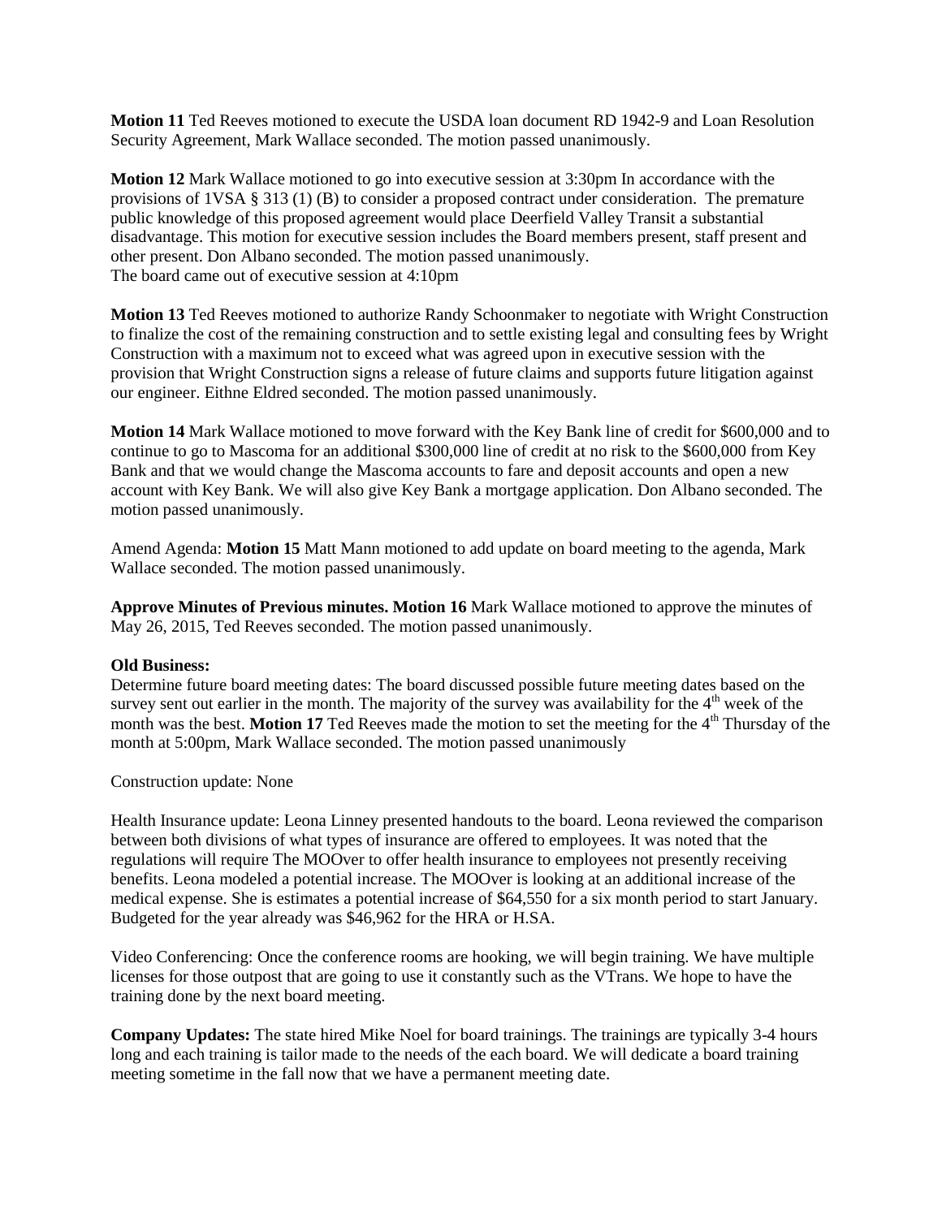**Motion 11** Ted Reeves motioned to execute the USDA loan document RD 1942-9 and Loan Resolution Security Agreement, Mark Wallace seconded. The motion passed unanimously.

**Motion 12** Mark Wallace motioned to go into executive session at 3:30pm In accordance with the provisions of 1VSA § 313 (1) (B) to consider a proposed contract under consideration. The premature public knowledge of this proposed agreement would place Deerfield Valley Transit a substantial disadvantage. This motion for executive session includes the Board members present, staff present and other present. Don Albano seconded. The motion passed unanimously.
The board came out of executive session at 4:10pm

**Motion 13** Ted Reeves motioned to authorize Randy Schoonmaker to negotiate with Wright Construction to finalize the cost of the remaining construction and to settle existing legal and consulting fees by Wright Construction with a maximum not to exceed what was agreed upon in executive session with the provision that Wright Construction signs a release of future claims and supports future litigation against our engineer. Eithne Eldred seconded. The motion passed unanimously.

**Motion 14** Mark Wallace motioned to move forward with the Key Bank line of credit for $600,000 and to continue to go to Mascoma for an additional $300,000 line of credit at no risk to the $600,000 from Key Bank and that we would change the Mascoma accounts to fare and deposit accounts and open a new account with Key Bank. We will also give Key Bank a mortgage application. Don Albano seconded. The motion passed unanimously.

Amend Agenda: **Motion 15** Matt Mann motioned to add update on board meeting to the agenda, Mark Wallace seconded. The motion passed unanimously.

**Approve Minutes of Previous minutes. Motion 16** Mark Wallace motioned to approve the minutes of May 26, 2015, Ted Reeves seconded. The motion passed unanimously.

**Old Business:**
Determine future board meeting dates: The board discussed possible future meeting dates based on the survey sent out earlier in the month. The majority of the survey was availability for the 4th week of the month was the best. **Motion 17** Ted Reeves made the motion to set the meeting for the 4th Thursday of the month at 5:00pm, Mark Wallace seconded. The motion passed unanimously

Construction update: None

Health Insurance update: Leona Linney presented handouts to the board. Leona reviewed the comparison between both divisions of what types of insurance are offered to employees. It was noted that the regulations will require The MOOver to offer health insurance to employees not presently receiving benefits. Leona modeled a potential increase. The MOOver is looking at an additional increase of the medical expense. She is estimates a potential increase of $64,550 for a six month period to start January. Budgeted for the year already was $46,962 for the HRA or H.SA.

Video Conferencing: Once the conference rooms are hooking, we will begin training. We have multiple licenses for those outpost that are going to use it constantly such as the VTrans. We hope to have the training done by the next board meeting.

**Company Updates:** The state hired Mike Noel for board trainings. The trainings are typically 3-4 hours long and each training is tailor made to the needs of the each board. We will dedicate a board training meeting sometime in the fall now that we have a permanent meeting date.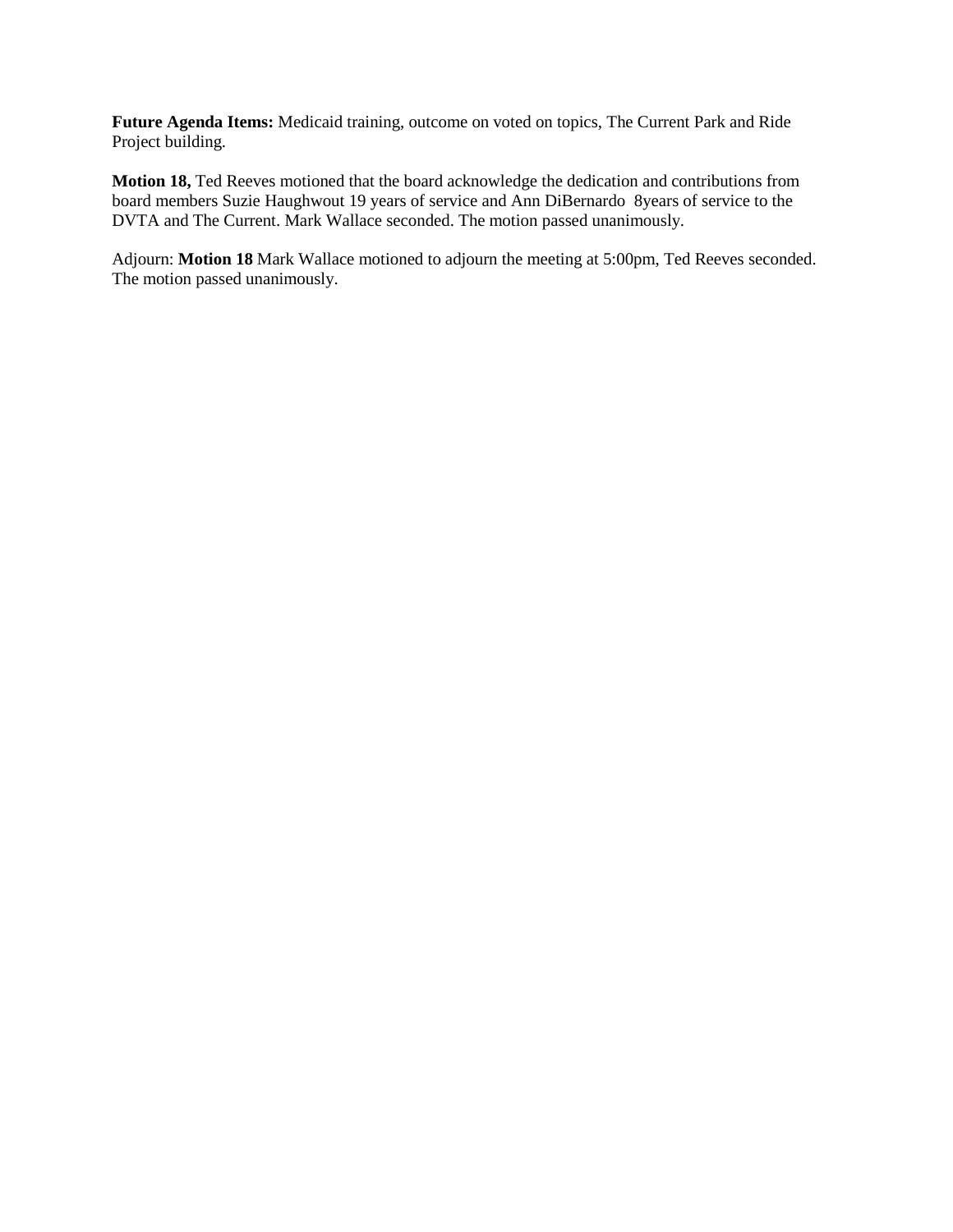**Future Agenda Items:** Medicaid training, outcome on voted on topics, The Current Park and Ride Project building.

**Motion 18,** Ted Reeves motioned that the board acknowledge the dedication and contributions from board members Suzie Haughwout 19 years of service and Ann DiBernardo 8years of service to the DVTA and The Current. Mark Wallace seconded. The motion passed unanimously.

Adjourn: **Motion 18** Mark Wallace motioned to adjourn the meeting at 5:00pm, Ted Reeves seconded. The motion passed unanimously.